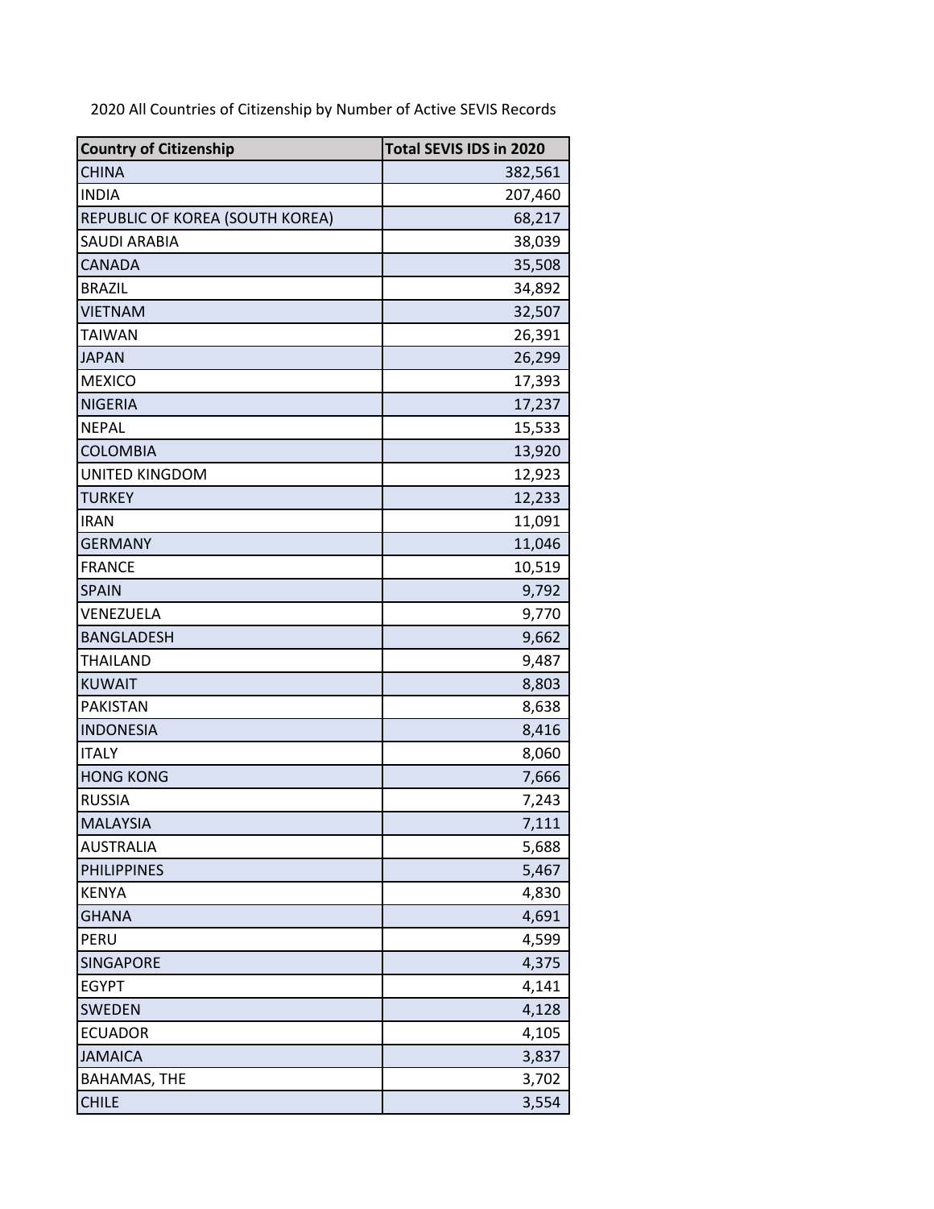2020 All Countries of Citizenship by Number of Active SEVIS Records

| Country of Citizenship | Total SEVIS IDS in 2020 |
| --- | --- |
| CHINA | 382,561 |
| INDIA | 207,460 |
| REPUBLIC OF KOREA (SOUTH KOREA) | 68,217 |
| SAUDI ARABIA | 38,039 |
| CANADA | 35,508 |
| BRAZIL | 34,892 |
| VIETNAM | 32,507 |
| TAIWAN | 26,391 |
| JAPAN | 26,299 |
| MEXICO | 17,393 |
| NIGERIA | 17,237 |
| NEPAL | 15,533 |
| COLOMBIA | 13,920 |
| UNITED KINGDOM | 12,923 |
| TURKEY | 12,233 |
| IRAN | 11,091 |
| GERMANY | 11,046 |
| FRANCE | 10,519 |
| SPAIN | 9,792 |
| VENEZUELA | 9,770 |
| BANGLADESH | 9,662 |
| THAILAND | 9,487 |
| KUWAIT | 8,803 |
| PAKISTAN | 8,638 |
| INDONESIA | 8,416 |
| ITALY | 8,060 |
| HONG KONG | 7,666 |
| RUSSIA | 7,243 |
| MALAYSIA | 7,111 |
| AUSTRALIA | 5,688 |
| PHILIPPINES | 5,467 |
| KENYA | 4,830 |
| GHANA | 4,691 |
| PERU | 4,599 |
| SINGAPORE | 4,375 |
| EGYPT | 4,141 |
| SWEDEN | 4,128 |
| ECUADOR | 4,105 |
| JAMAICA | 3,837 |
| BAHAMAS, THE | 3,702 |
| CHILE | 3,554 |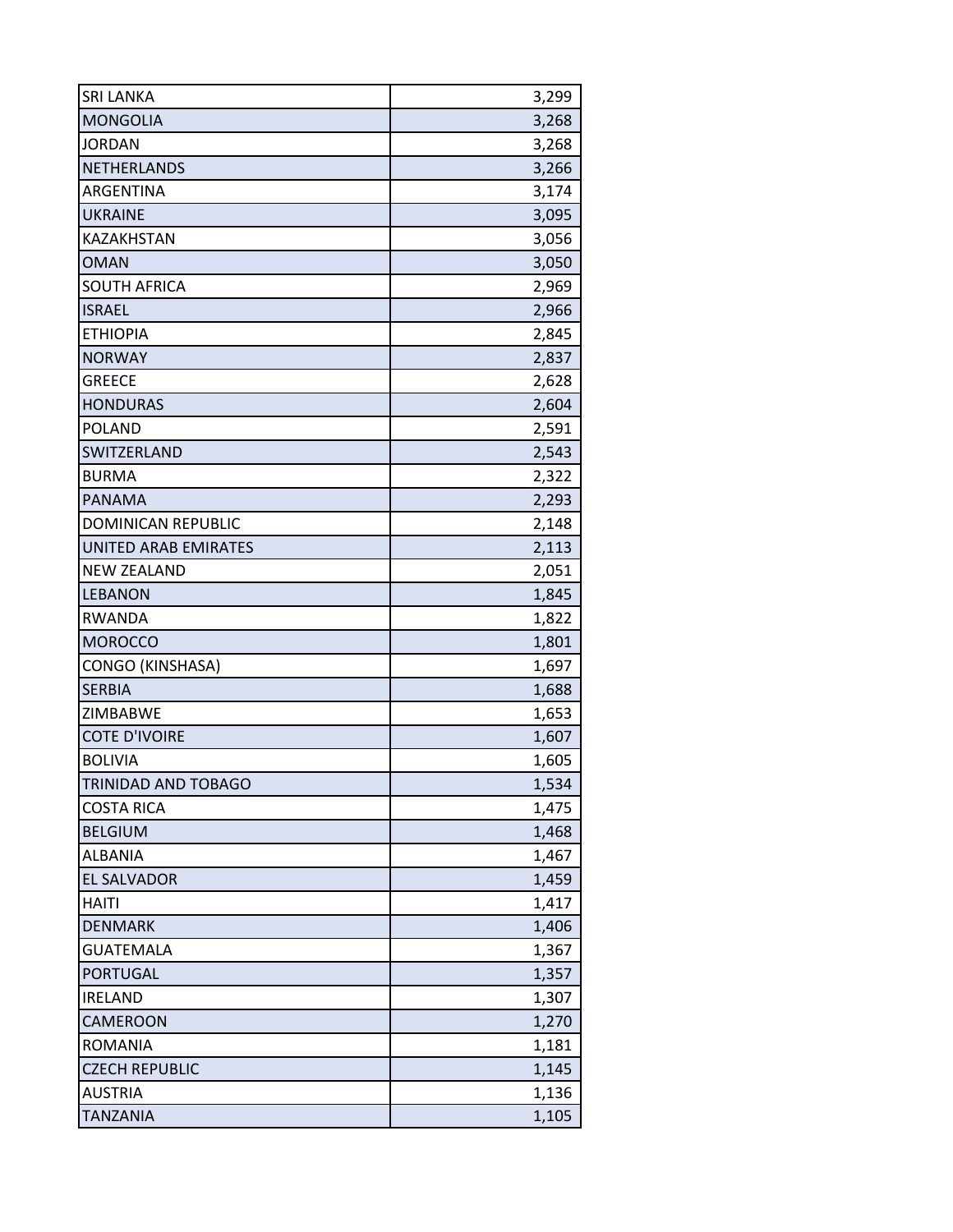| SRI LANKA | 3,299 |
| --- | --- |
| MONGOLIA | 3,268 |
| JORDAN | 3,268 |
| NETHERLANDS | 3,266 |
| ARGENTINA | 3,174 |
| UKRAINE | 3,095 |
| KAZAKHSTAN | 3,056 |
| OMAN | 3,050 |
| SOUTH AFRICA | 2,969 |
| ISRAEL | 2,966 |
| ETHIOPIA | 2,845 |
| NORWAY | 2,837 |
| GREECE | 2,628 |
| HONDURAS | 2,604 |
| POLAND | 2,591 |
| SWITZERLAND | 2,543 |
| BURMA | 2,322 |
| PANAMA | 2,293 |
| DOMINICAN REPUBLIC | 2,148 |
| UNITED ARAB EMIRATES | 2,113 |
| NEW ZEALAND | 2,051 |
| LEBANON | 1,845 |
| RWANDA | 1,822 |
| MOROCCO | 1,801 |
| CONGO (KINSHASA) | 1,697 |
| SERBIA | 1,688 |
| ZIMBABWE | 1,653 |
| COTE D'IVOIRE | 1,607 |
| BOLIVIA | 1,605 |
| TRINIDAD AND TOBAGO | 1,534 |
| COSTA RICA | 1,475 |
| BELGIUM | 1,468 |
| ALBANIA | 1,467 |
| EL SALVADOR | 1,459 |
| HAITI | 1,417 |
| DENMARK | 1,406 |
| GUATEMALA | 1,367 |
| PORTUGAL | 1,357 |
| IRELAND | 1,307 |
| CAMEROON | 1,270 |
| ROMANIA | 1,181 |
| CZECH REPUBLIC | 1,145 |
| AUSTRIA | 1,136 |
| TANZANIA | 1,105 |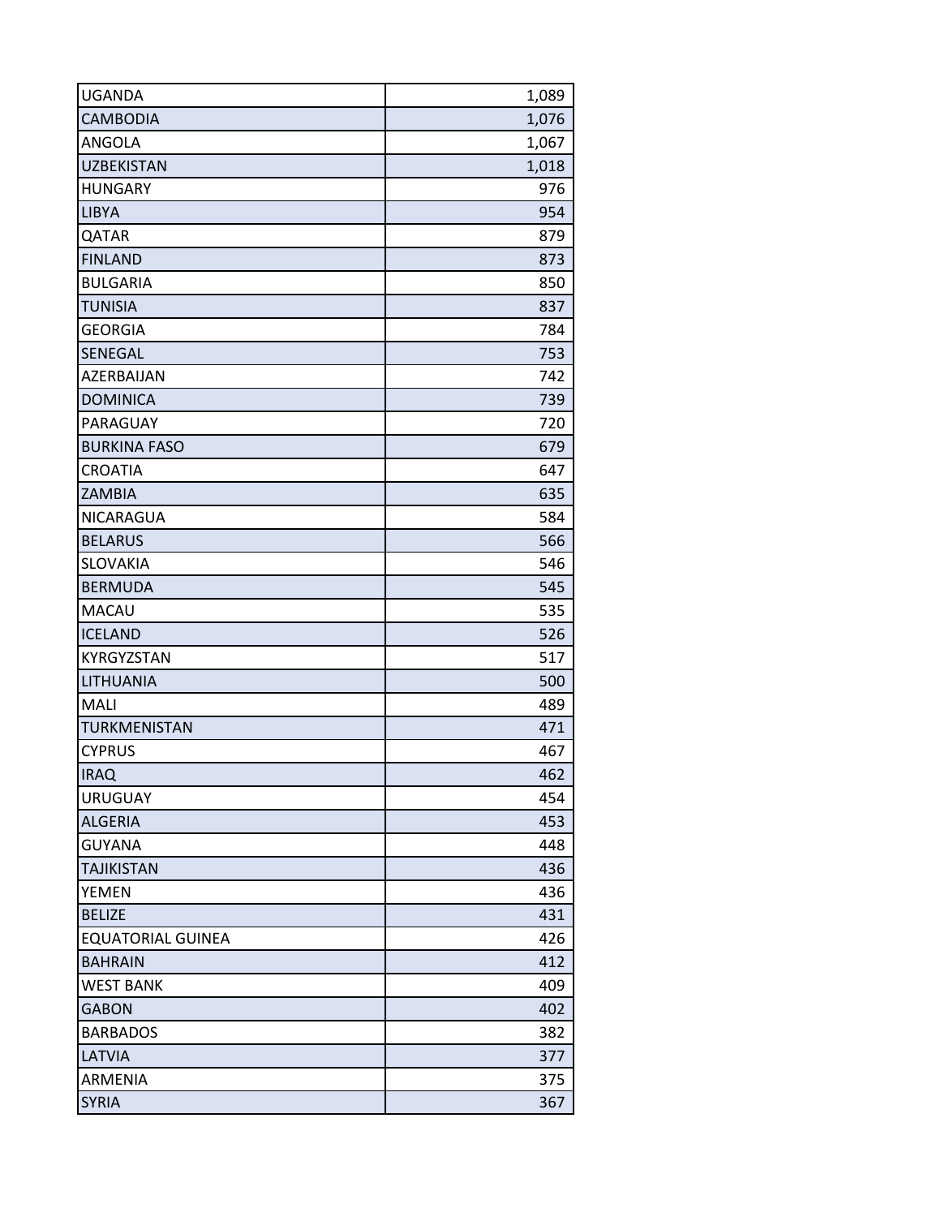| | |
|---|---|
| UGANDA | 1,089 |
| CAMBODIA | 1,076 |
| ANGOLA | 1,067 |
| UZBEKISTAN | 1,018 |
| HUNGARY | 976 |
| LIBYA | 954 |
| QATAR | 879 |
| FINLAND | 873 |
| BULGARIA | 850 |
| TUNISIA | 837 |
| GEORGIA | 784 |
| SENEGAL | 753 |
| AZERBAIJAN | 742 |
| DOMINICA | 739 |
| PARAGUAY | 720 |
| BURKINA FASO | 679 |
| CROATIA | 647 |
| ZAMBIA | 635 |
| NICARAGUA | 584 |
| BELARUS | 566 |
| SLOVAKIA | 546 |
| BERMUDA | 545 |
| MACAU | 535 |
| ICELAND | 526 |
| KYRGYZSTAN | 517 |
| LITHUANIA | 500 |
| MALI | 489 |
| TURKMENISTAN | 471 |
| CYPRUS | 467 |
| IRAQ | 462 |
| URUGUAY | 454 |
| ALGERIA | 453 |
| GUYANA | 448 |
| TAJIKISTAN | 436 |
| YEMEN | 436 |
| BELIZE | 431 |
| EQUATORIAL GUINEA | 426 |
| BAHRAIN | 412 |
| WEST BANK | 409 |
| GABON | 402 |
| BARBADOS | 382 |
| LATVIA | 377 |
| ARMENIA | 375 |
| SYRIA | 367 |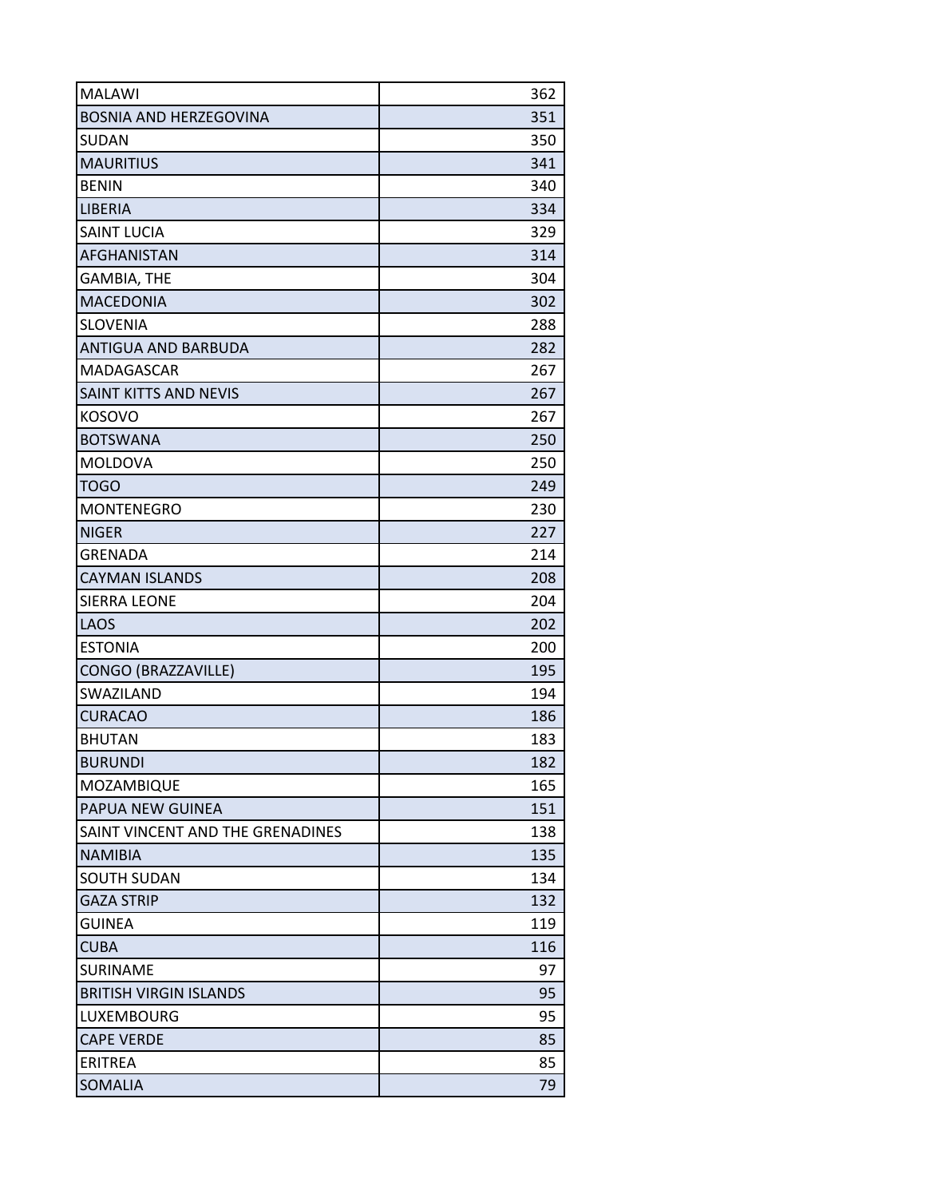| | |
|---|---|
| MALAWI | 362 |
| BOSNIA AND HERZEGOVINA | 351 |
| SUDAN | 350 |
| MAURITIUS | 341 |
| BENIN | 340 |
| LIBERIA | 334 |
| SAINT LUCIA | 329 |
| AFGHANISTAN | 314 |
| GAMBIA, THE | 304 |
| MACEDONIA | 302 |
| SLOVENIA | 288 |
| ANTIGUA AND BARBUDA | 282 |
| MADAGASCAR | 267 |
| SAINT KITTS AND NEVIS | 267 |
| KOSOVO | 267 |
| BOTSWANA | 250 |
| MOLDOVA | 250 |
| TOGO | 249 |
| MONTENEGRO | 230 |
| NIGER | 227 |
| GRENADA | 214 |
| CAYMAN ISLANDS | 208 |
| SIERRA LEONE | 204 |
| LAOS | 202 |
| ESTONIA | 200 |
| CONGO (BRAZZAVILLE) | 195 |
| SWAZILAND | 194 |
| CURACAO | 186 |
| BHUTAN | 183 |
| BURUNDI | 182 |
| MOZAMBIQUE | 165 |
| PAPUA NEW GUINEA | 151 |
| SAINT VINCENT AND THE GRENADINES | 138 |
| NAMIBIA | 135 |
| SOUTH SUDAN | 134 |
| GAZA STRIP | 132 |
| GUINEA | 119 |
| CUBA | 116 |
| SURINAME | 97 |
| BRITISH VIRGIN ISLANDS | 95 |
| LUXEMBOURG | 95 |
| CAPE VERDE | 85 |
| ERITREA | 85 |
| SOMALIA | 79 |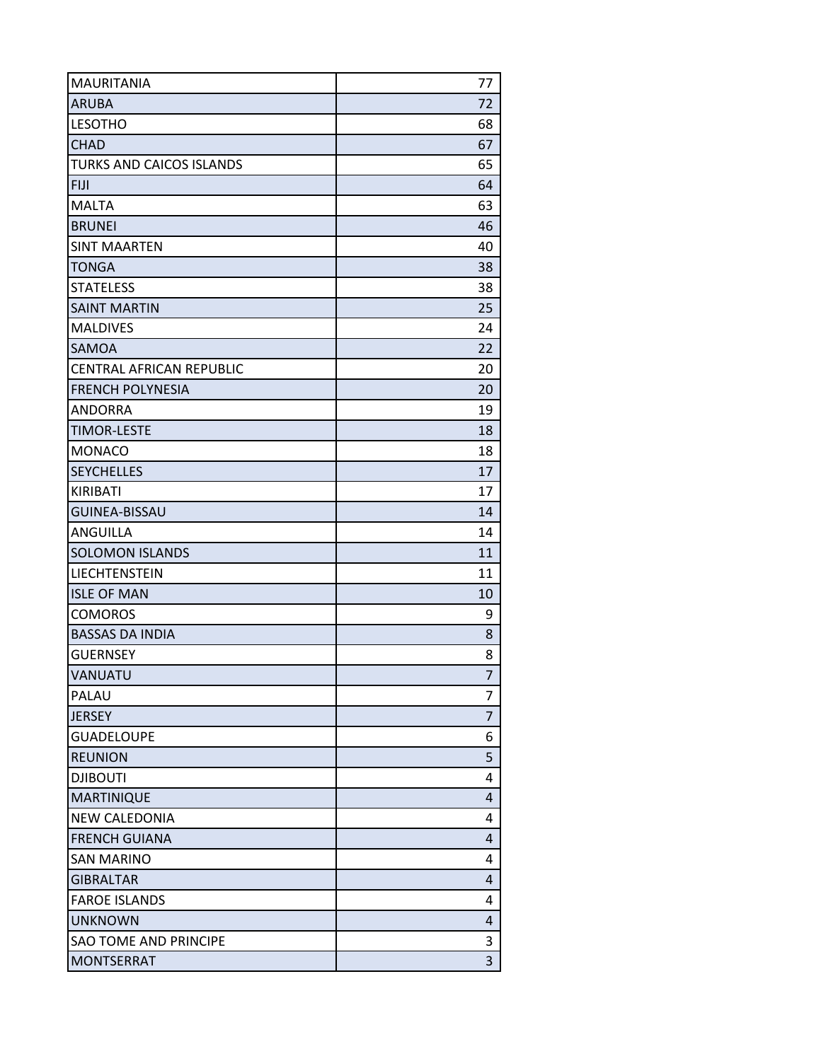| MAURITANIA | 77 |
|---|---|
| ARUBA | 72 |
| LESOTHO | 68 |
| CHAD | 67 |
| TURKS AND CAICOS ISLANDS | 65 |
| FIJI | 64 |
| MALTA | 63 |
| BRUNEI | 46 |
| SINT MAARTEN | 40 |
| TONGA | 38 |
| STATELESS | 38 |
| SAINT MARTIN | 25 |
| MALDIVES | 24 |
| SAMOA | 22 |
| CENTRAL AFRICAN REPUBLIC | 20 |
| FRENCH POLYNESIA | 20 |
| ANDORRA | 19 |
| TIMOR-LESTE | 18 |
| MONACO | 18 |
| SEYCHELLES | 17 |
| KIRIBATI | 17 |
| GUINEA-BISSAU | 14 |
| ANGUILLA | 14 |
| SOLOMON ISLANDS | 11 |
| LIECHTENSTEIN | 11 |
| ISLE OF MAN | 10 |
| COMOROS | 9 |
| BASSAS DA INDIA | 8 |
| GUERNSEY | 8 |
| VANUATU | 7 |
| PALAU | 7 |
| JERSEY | 7 |
| GUADELOUPE | 6 |
| REUNION | 5 |
| DJIBOUTI | 4 |
| MARTINIQUE | 4 |
| NEW CALEDONIA | 4 |
| FRENCH GUIANA | 4 |
| SAN MARINO | 4 |
| GIBRALTAR | 4 |
| FAROE ISLANDS | 4 |
| UNKNOWN | 4 |
| SAO TOME AND PRINCIPE | 3 |
| MONTSERRAT | 3 |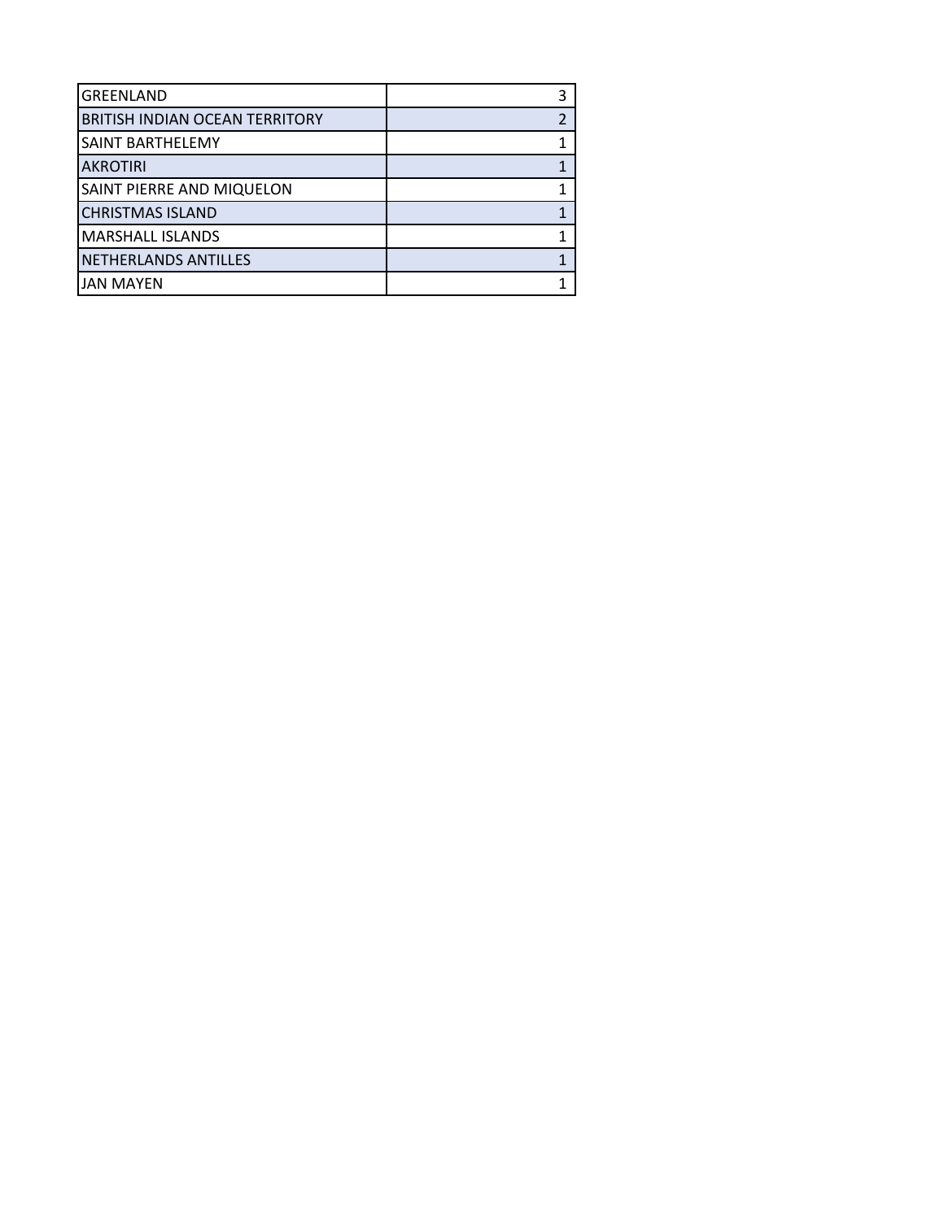| | |
|---|---|
| GREENLAND | 3 |
| BRITISH INDIAN OCEAN TERRITORY | 2 |
| SAINT BARTHELEMY | 1 |
| AKROTIRI | 1 |
| SAINT PIERRE AND MIQUELON | 1 |
| CHRISTMAS ISLAND | 1 |
| MARSHALL ISLANDS | 1 |
| NETHERLANDS ANTILLES | 1 |
| JAN MAYEN | 1 |